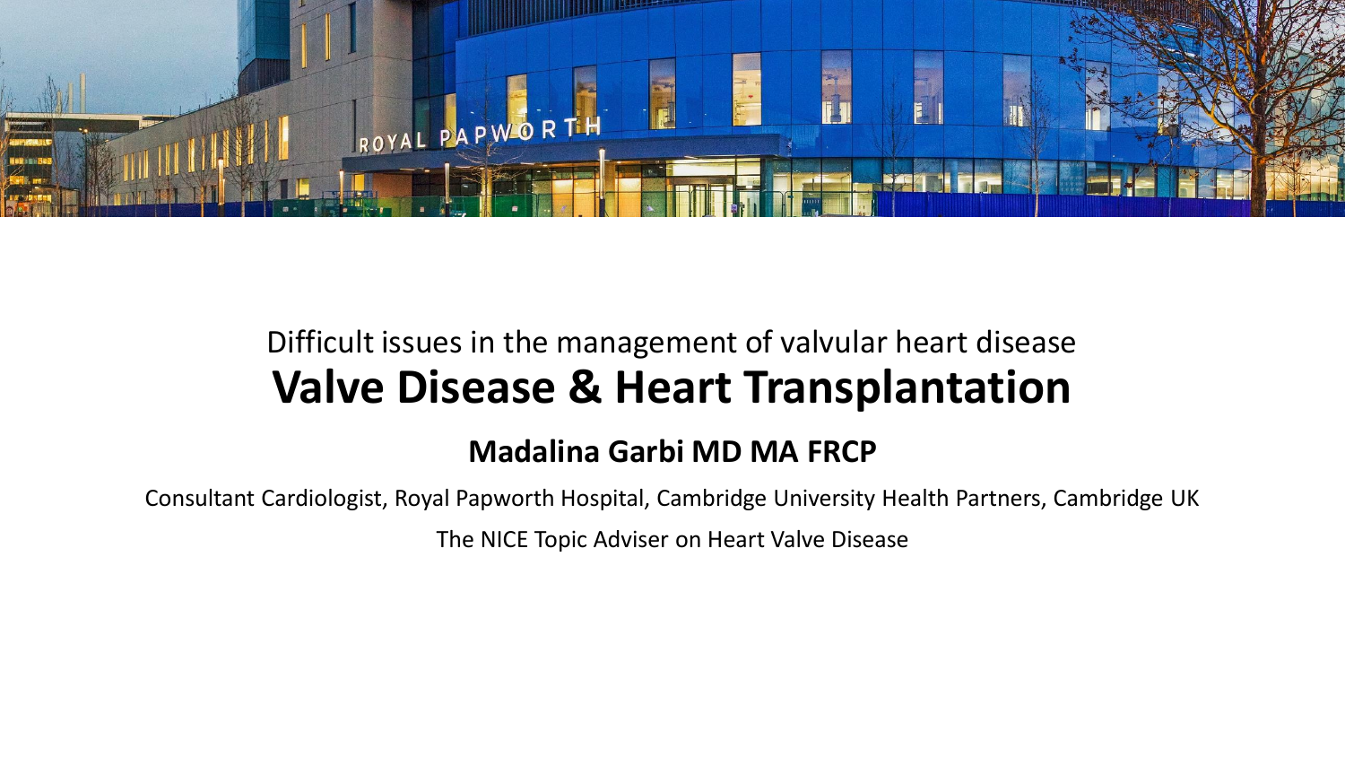Difficult issues in the management of valvular heart disease

# Valve Disease & Heart Transplantation

**Madalina Garbi MD MA FRCP**

Consultant Cardiologist, Royal Papworth Hospital, Cambridge University Health Partners, Cambridge UK

The NICE Topic Adviser on Heart Valve Disease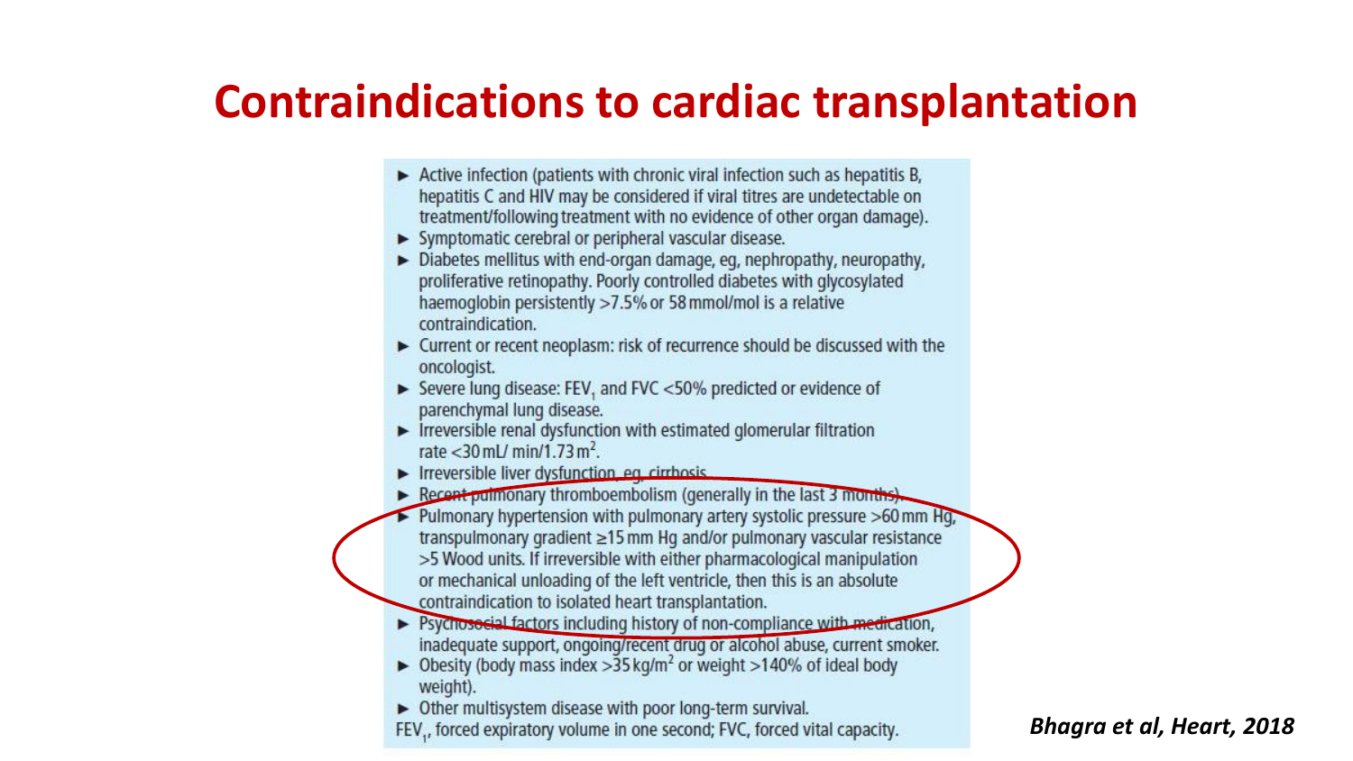# Contraindications to cardiac transplantation

- Active infection (patients with chronic viral infection such as hepatitis B, hepatitis C and HIV may be considered if viral titres are undetectable on treatment/following treatment with no evidence of other organ damage).
- Symptomatic cerebral or peripheral vascular disease.
- Diabetes mellitus with end-organ damage, eg, nephropathy, neuropathy, proliferative retinopathy. Poorly controlled diabetes with glycosylated haemoglobin persistently >7.5% or 58 mmol/mol is a relative contraindication.
- Current or recent neoplasm: risk of recurrence should be discussed with the oncologist.
- Severe lung disease: $FEV_1$ and FVC <50% predicted or evidence of parenchymal lung disease.
- Irreversible renal dysfunction with estimated glomerular filtration rate <30 mL/ min/1.73 $m^2$.
- Irreversible liver dysfunction, eg, cirrhosis.
- Recent pulmonary thromboembolism (generally in the last 3 months).
- Pulmonary hypertension with pulmonary artery systolic pressure >60 mm Hg, transpulmonary gradient ≥15 mm Hg and/or pulmonary vascular resistance >5 Wood units. If irreversible with either pharmacological manipulation or mechanical unloading of the left ventricle, then this is an absolute contraindication to isolated heart transplantation.
- Psychosocial factors including history of non-compliance with medication, inadequate support, ongoing/recent drug or alcohol abuse, current smoker.
- Obesity (body mass index >35 kg/$m^2$ or weight >140% of ideal body weight).
- Other multisystem disease with poor long-term survival.

$FEV_1$, forced expiratory volume in one second; FVC, forced vital capacity.

*Bhagra et al, Heart, 2018*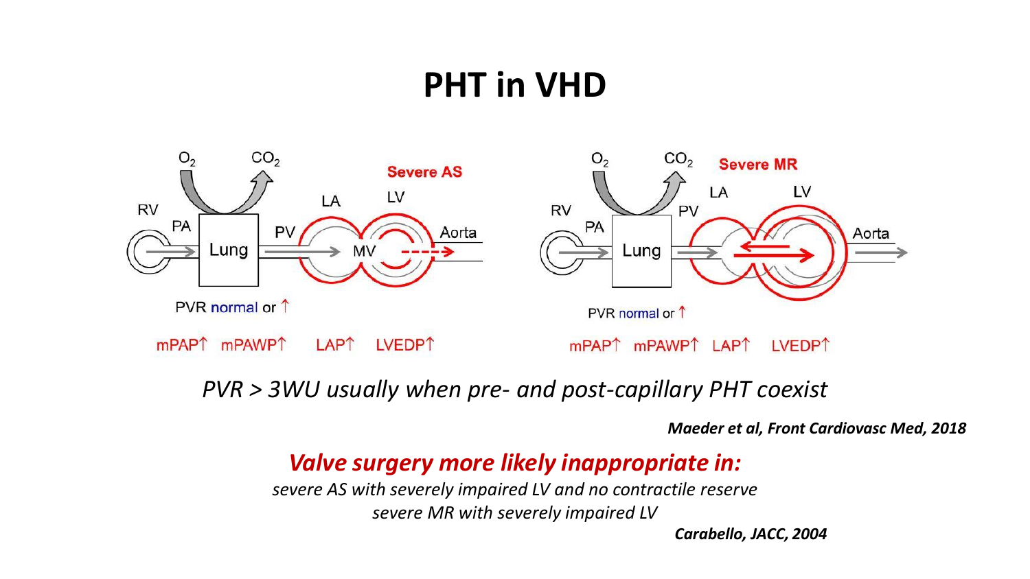# PHT in VHD

Severe AS

PVR normal or ↑

mPAP↑ mPAWP↑ LAP↑ LVEDP↑

Severe MR

PVR normal or ↑

mPAP↑ mPAWP↑ LAP↑ LVEDP↑

*PVR > 3WU usually when pre- and post-capillary PHT coexist*

***Maeder et al, Front Cardiovasc Med, 2018***

***Valve surgery more likely inappropriate in:***

*severe AS with severely impaired LV and no contractile reserve*

*severe MR with severely impaired LV*

***Carabello, JACC, 2004***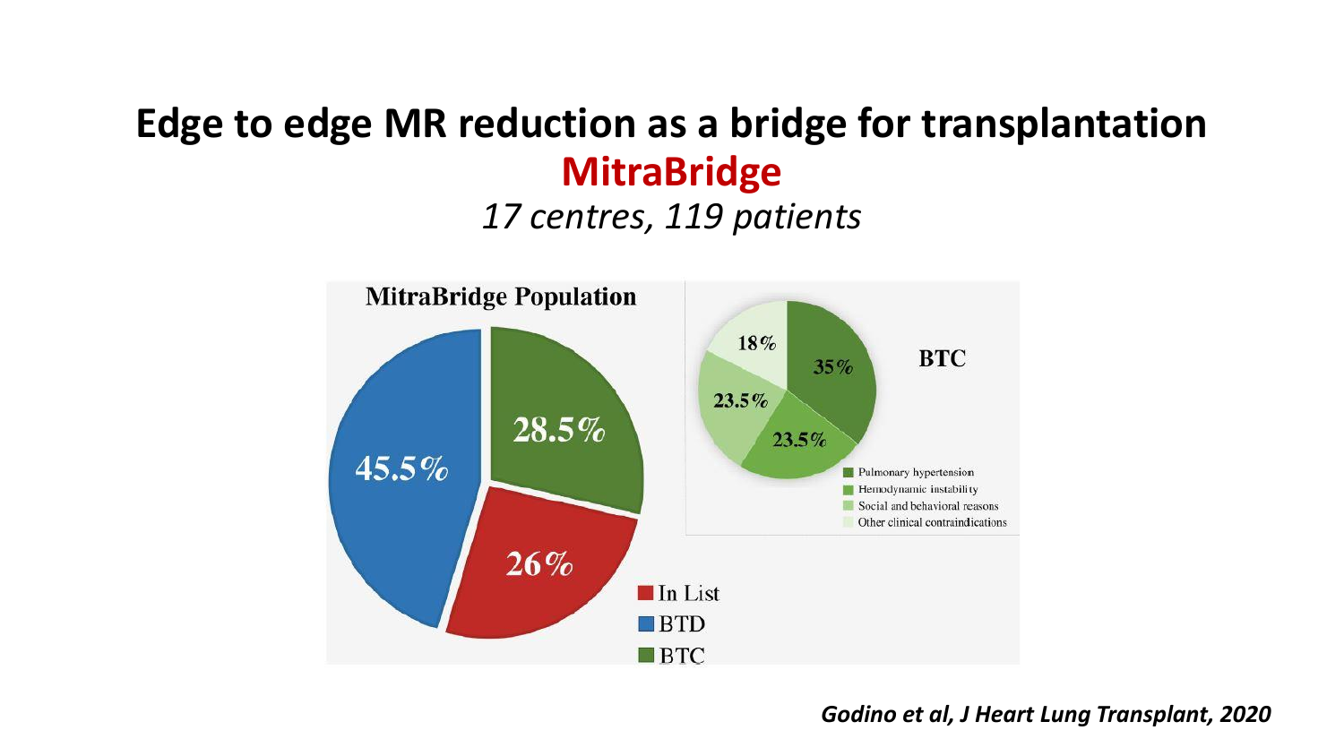# Edge to edge MR reduction as a bridge for transplantation

## MitraBridge

*17 centres, 119 patients*

**MitraBridge Population**

- In List: 26%
- BTD: 45.5%
- BTC: 28.5%

**BTC**

- Pulmonary hypertension: 35%
- Hemodynamic instability: 23.5%
- Social and behavioral reasons: 23.5%
- Other clinical contraindications: 18%

*Godino et al, J Heart Lung Transplant, 2020*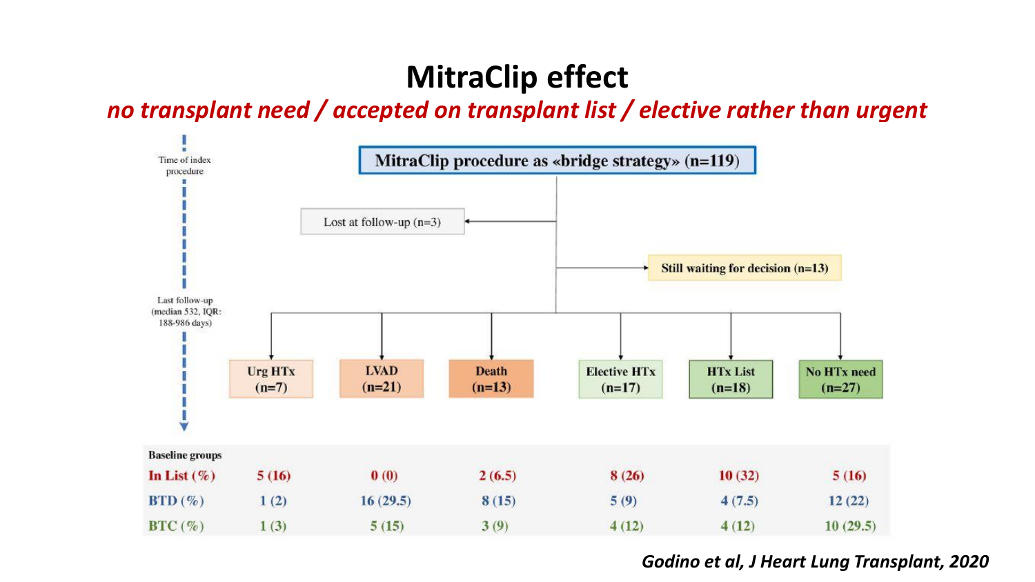# MitraClip effect

*no transplant need / accepted on transplant list / elective rather than urgent*

Time of index procedure

**MitraClip procedure as «bridge strategy» (n=119)**

Lost at follow-up (n=3)

Still waiting for decision (n=13)

Last follow-up (median 532, IQR: 188-986 days)

| Baseline groups | Urg HTx (n=7) | LVAD (n=21) | Death (n=13) | Elective HTx (n=17) | HTx List (n=18) | No HTx need (n=27) |
|---|---|---|---|---|---|---|
| In List (%) | 5 (16) | 0 (0) | 2 (6.5) | 8 (26) | 10 (32) | 5 (16) |
| BTD (%) | 1 (2) | 16 (29.5) | 8 (15) | 5 (9) | 4 (7.5) | 12 (22) |
| BTC (%) | 1 (3) | 5 (15) | 3 (9) | 4 (12) | 4 (12) | 10 (29.5) |

*Godino et al, J Heart Lung Transplant, 2020*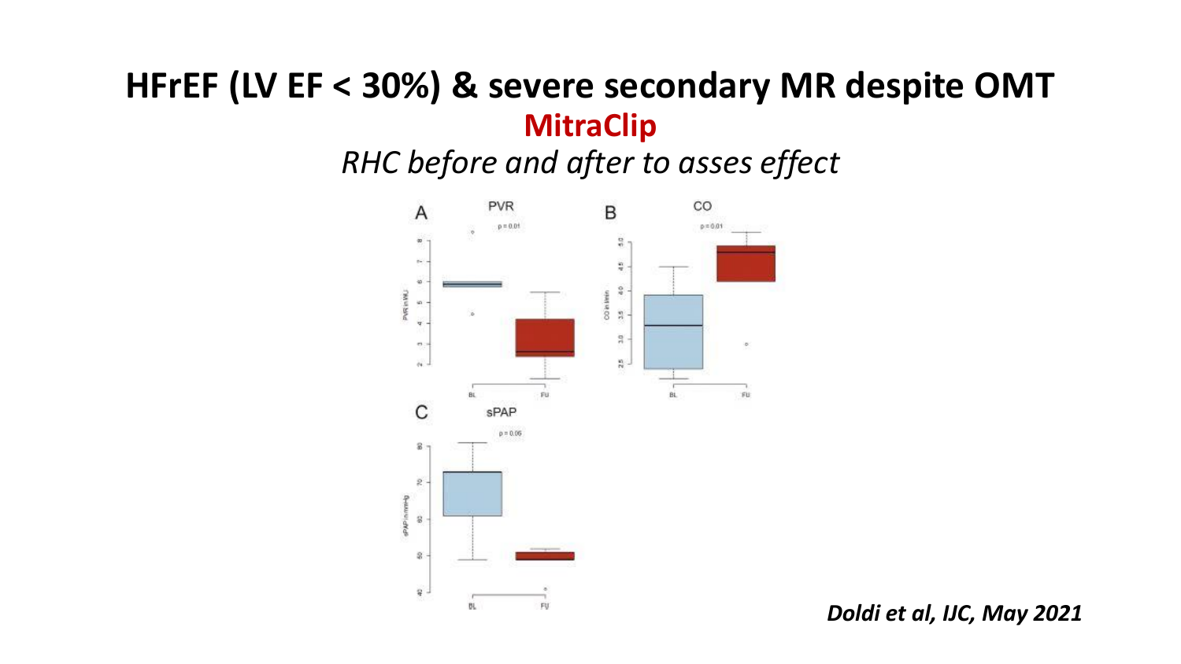# HFrEF (LV EF < 30%) & severe secondary MR despite OMT

## MitraClip

*RHC before and after to asses effect*

A PVR $p = 0.01$

B CO $p = 0.01$

C sPAP $p = 0.06$

***Doldi et al, IJC, May 2021***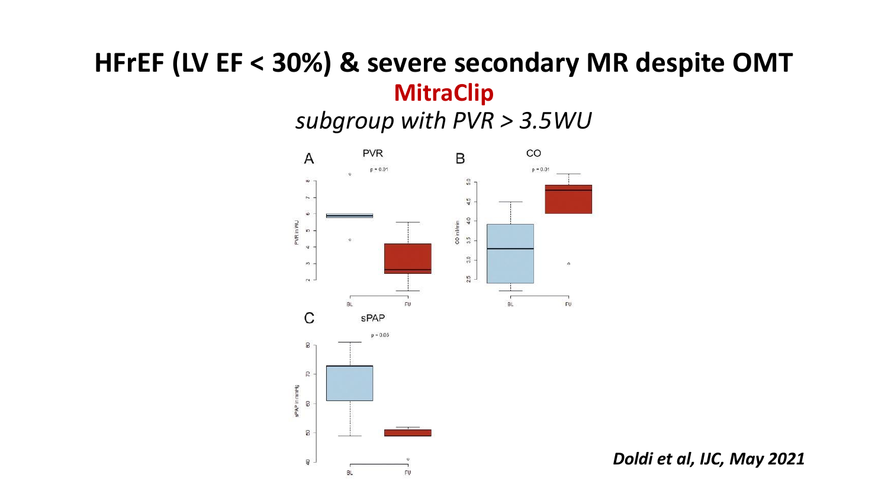# HFrEF (LV EF < 30%) & severe secondary MR despite OMT

**MitraClip**

*subgroup with PVR > 3.5WU*

A PVR $p = 0.01$

B CO $p = 0.01$

C sPAP $p = 0.05$

*Doldi et al, IJC, May 2021*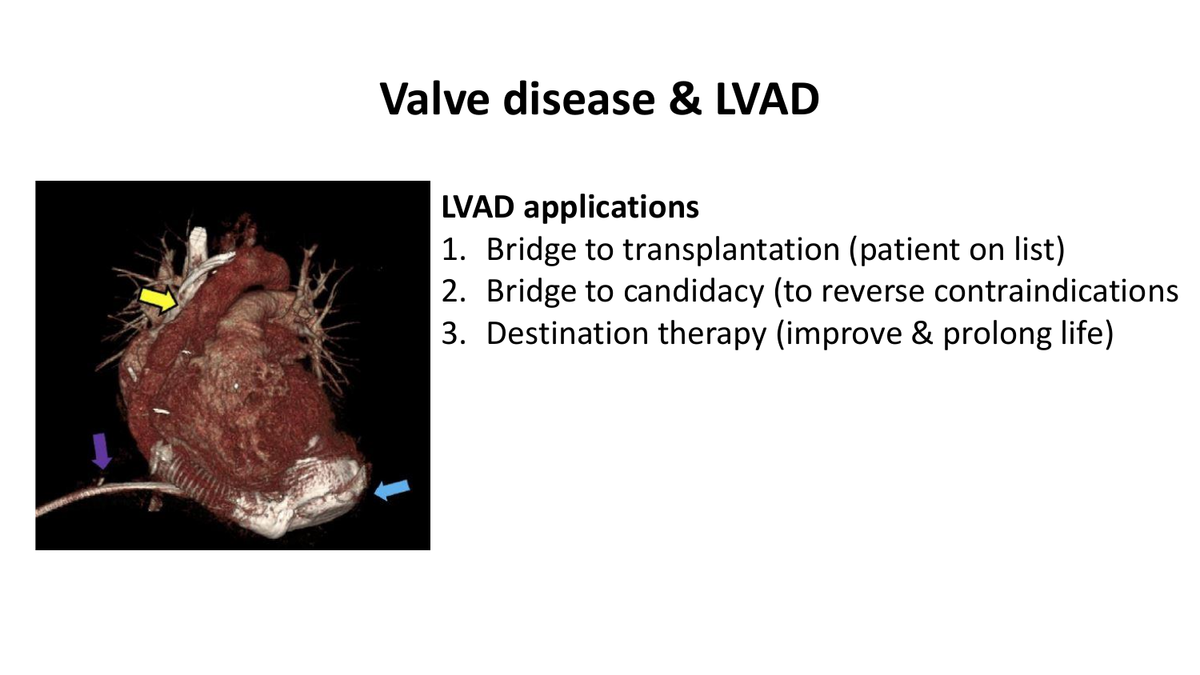# Valve disease & LVAD

**LVAD applications**

1. Bridge to transplantation (patient on list)
2. Bridge to candidacy (to reverse contraindications
3. Destination therapy (improve & prolong life)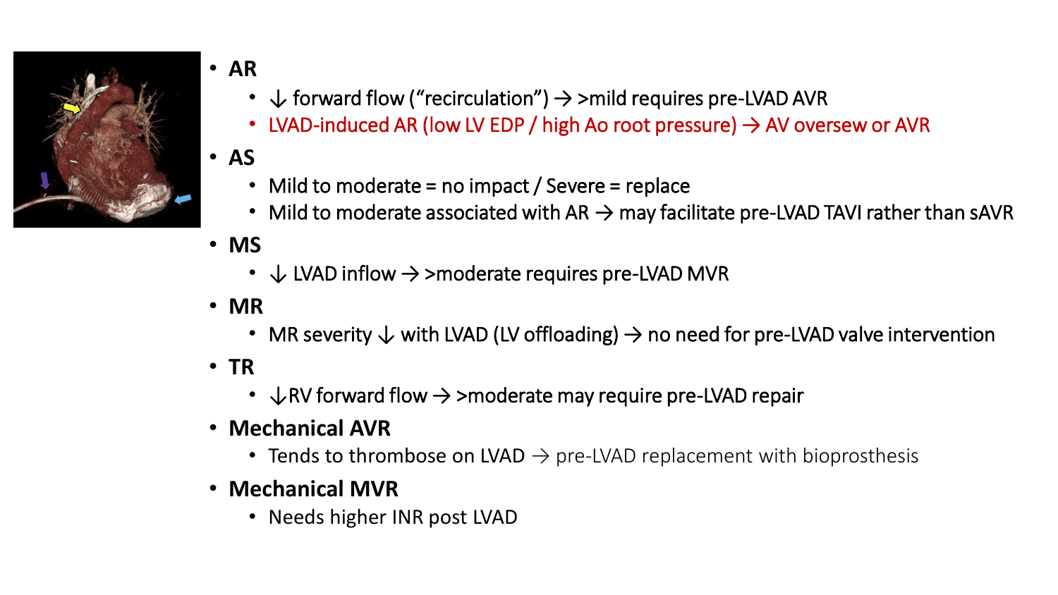- **AR**
  - ↓ forward flow (“recirculation”) → >mild requires pre-LVAD AVR
  - LVAD-induced AR (low LV EDP / high Ao root pressure) → AV oversew or AVR
- **AS**
  - Mild to moderate = no impact / Severe = replace
  - Mild to moderate associated with AR → may facilitate pre-LVAD TAVI rather than sAVR
- **MS**
  - ↓ LVAD inflow → >moderate requires pre-LVAD MVR
- **MR**
  - MR severity ↓ with LVAD (LV offloading) → no need for pre-LVAD valve intervention
- **TR**
  - ↓RV forward flow → >moderate may require pre-LVAD repair
- **Mechanical AVR**
  - Tends to thrombose on LVAD → pre-LVAD replacement with bioprosthesis
- **Mechanical MVR**
  - Needs higher INR post LVAD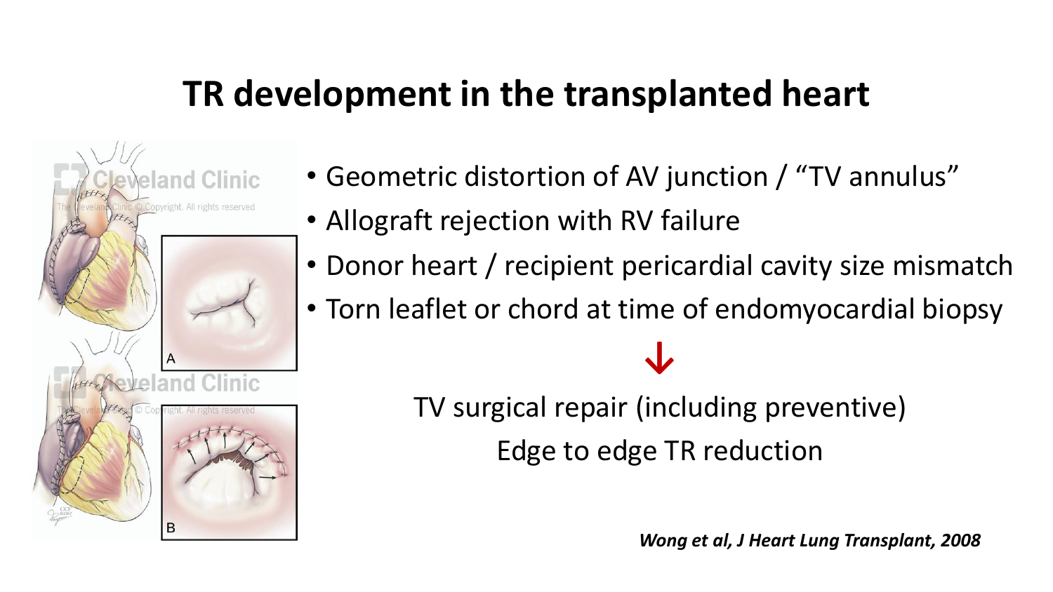# TR development in the transplanted heart

- Geometric distortion of AV junction / “TV annulus”
- Allograft rejection with RV failure
- Donor heart / recipient pericardial cavity size mismatch
- Torn leaflet or chord at time of endomyocardial biopsy

↓

TV surgical repair (including preventive)

Edge to edge TR reduction

*Wong et al, J Heart Lung Transplant, 2008*